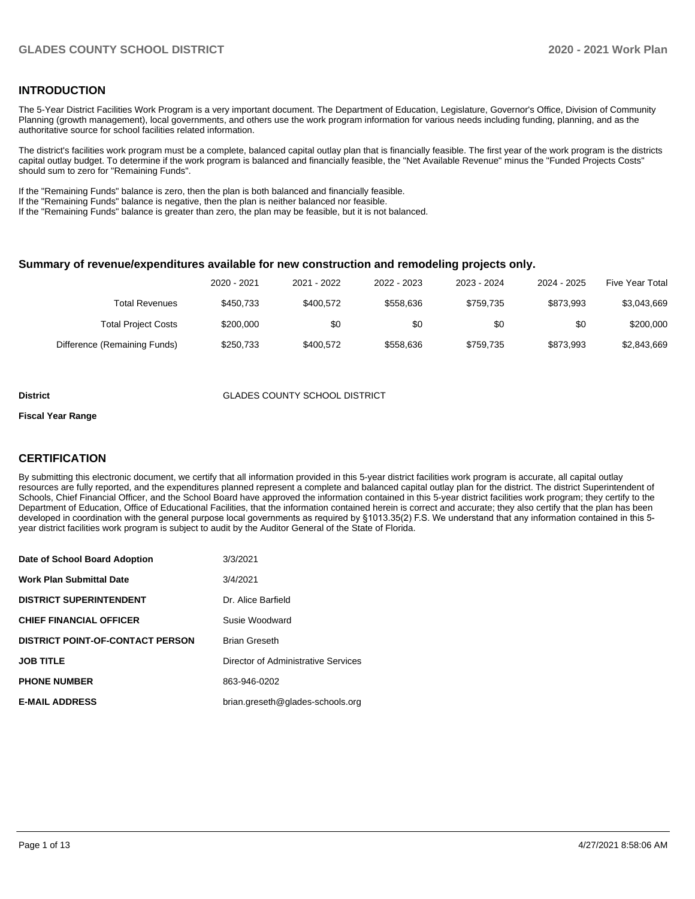## INTRODUCTION

The 5-Year District Facilities Work Program is a very important document. The Department of Education, Legislature, Governor's Office, Division of Community Planning (growth management), local governments, and others use the work program information for various needs including funding, planning, and as the authoritative source for school facilities related information.

The district's facilities work program must be a complete, balanced capital outlay plan that is financially feasible. The first year of the work program is the districts capital outlay budget. To determine if the work program is balanced and financially feasible, the "Net Available Revenue" minus the "Funded Projects Costs" should sum to zero for "Remaining Funds".

If the "Remaining Funds" balance is zero, then the plan is both balanced and financially feasible.
If the "Remaining Funds" balance is negative, then the plan is neither balanced nor feasible.
If the "Remaining Funds" balance is greater than zero, the plan may be feasible, but it is not balanced.

### Summary of revenue/expenditures available for new construction and remodeling projects only.

| | 2020 - 2021 | 2021 - 2022 | 2022 - 2023 | 2023 - 2024 | 2024 - 2025 | Five Year Total |
|---|---|---|---|---|---|---|
| Total Revenues | $450,733 | $400,572 | $558,636 | $759,735 | $873,993 | $3,043,669 |
| Total Project Costs | $200,000 | $0 | $0 | $0 | $0 | $200,000 |
| Difference (Remaining Funds) | $250,733 | $400,572 | $558,636 | $759,735 | $873,993 | $2,843,669 |

**District** GLADES COUNTY SCHOOL DISTRICT

**Fiscal Year Range**

## CERTIFICATION

By submitting this electronic document, we certify that all information provided in this 5-year district facilities work program is accurate, all capital outlay resources are fully reported, and the expenditures planned represent a complete and balanced capital outlay plan for the district. The district Superintendent of Schools, Chief Financial Officer, and the School Board have approved the information contained in this 5-year district facilities work program; they certify to the Department of Education, Office of Educational Facilities, that the information contained herein is correct and accurate; they also certify that the plan has been developed in coordination with the general purpose local governments as required by §1013.35(2) F.S. We understand that any information contained in this 5-year district facilities work program is subject to audit by the Auditor General of the State of Florida.

| | |
|---|---|
| **Date of School Board Adoption** | 3/3/2021 |
| **Work Plan Submittal Date** | 3/4/2021 |
| **DISTRICT SUPERINTENDENT** | Dr. Alice Barfield |
| **CHIEF FINANCIAL OFFICER** | Susie Woodward |
| **DISTRICT POINT-OF-CONTACT PERSON** | Brian Greseth |
| **JOB TITLE** | Director of Administrative Services |
| **PHONE NUMBER** | 863-946-0202 |
| **E-MAIL ADDRESS** | brian.greseth@glades-schools.org |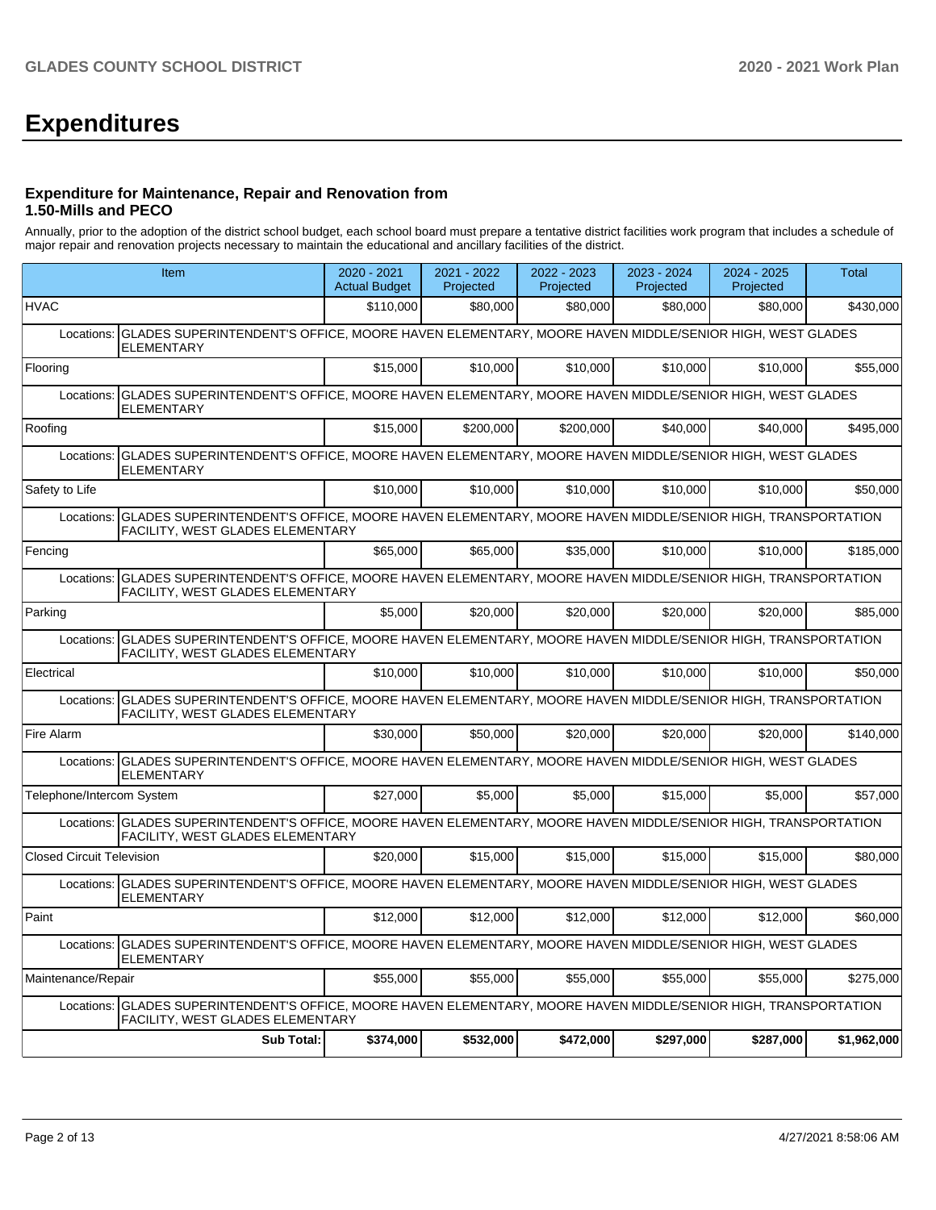# Expenditures

### Expenditure for Maintenance, Repair and Renovation from 1.50-Mills and PECO

Annually, prior to the adoption of the district school budget, each school board must prepare a tentative district facilities work program that includes a schedule of major repair and renovation projects necessary to maintain the educational and ancillary facilities of the district.

| Item | 2020 - 2021 Actual Budget | 2021 - 2022 Projected | 2022 - 2023 Projected | 2023 - 2024 Projected | 2024 - 2025 Projected | Total |
|---|---|---|---|---|---|---|
| HVAC | $110,000 | $80,000 | $80,000 | $80,000 | $80,000 | $430,000 |
| Locations: GLADES SUPERINTENDENT'S OFFICE, MOORE HAVEN ELEMENTARY, MOORE HAVEN MIDDLE/SENIOR HIGH, WEST GLADES ELEMENTARY | | | | | | |
| Flooring | $15,000 | $10,000 | $10,000 | $10,000 | $10,000 | $55,000 |
| Locations: GLADES SUPERINTENDENT'S OFFICE, MOORE HAVEN ELEMENTARY, MOORE HAVEN MIDDLE/SENIOR HIGH, WEST GLADES ELEMENTARY | | | | | | |
| Roofing | $15,000 | $200,000 | $200,000 | $40,000 | $40,000 | $495,000 |
| Locations: GLADES SUPERINTENDENT'S OFFICE, MOORE HAVEN ELEMENTARY, MOORE HAVEN MIDDLE/SENIOR HIGH, WEST GLADES ELEMENTARY | | | | | | |
| Safety to Life | $10,000 | $10,000 | $10,000 | $10,000 | $10,000 | $50,000 |
| Locations: GLADES SUPERINTENDENT'S OFFICE, MOORE HAVEN ELEMENTARY, MOORE HAVEN MIDDLE/SENIOR HIGH, TRANSPORTATION FACILITY, WEST GLADES ELEMENTARY | | | | | | |
| Fencing | $65,000 | $65,000 | $35,000 | $10,000 | $10,000 | $185,000 |
| Locations: GLADES SUPERINTENDENT'S OFFICE, MOORE HAVEN ELEMENTARY, MOORE HAVEN MIDDLE/SENIOR HIGH, TRANSPORTATION FACILITY, WEST GLADES ELEMENTARY | | | | | | |
| Parking | $5,000 | $20,000 | $20,000 | $20,000 | $20,000 | $85,000 |
| Locations: GLADES SUPERINTENDENT'S OFFICE, MOORE HAVEN ELEMENTARY, MOORE HAVEN MIDDLE/SENIOR HIGH, TRANSPORTATION FACILITY, WEST GLADES ELEMENTARY | | | | | | |
| Electrical | $10,000 | $10,000 | $10,000 | $10,000 | $10,000 | $50,000 |
| Locations: GLADES SUPERINTENDENT'S OFFICE, MOORE HAVEN ELEMENTARY, MOORE HAVEN MIDDLE/SENIOR HIGH, TRANSPORTATION FACILITY, WEST GLADES ELEMENTARY | | | | | | |
| Fire Alarm | $30,000 | $50,000 | $20,000 | $20,000 | $20,000 | $140,000 |
| Locations: GLADES SUPERINTENDENT'S OFFICE, MOORE HAVEN ELEMENTARY, MOORE HAVEN MIDDLE/SENIOR HIGH, WEST GLADES ELEMENTARY | | | | | | |
| Telephone/Intercom System | $27,000 | $5,000 | $5,000 | $15,000 | $5,000 | $57,000 |
| Locations: GLADES SUPERINTENDENT'S OFFICE, MOORE HAVEN ELEMENTARY, MOORE HAVEN MIDDLE/SENIOR HIGH, TRANSPORTATION FACILITY, WEST GLADES ELEMENTARY | | | | | | |
| Closed Circuit Television | $20,000 | $15,000 | $15,000 | $15,000 | $15,000 | $80,000 |
| Locations: GLADES SUPERINTENDENT'S OFFICE, MOORE HAVEN ELEMENTARY, MOORE HAVEN MIDDLE/SENIOR HIGH, WEST GLADES ELEMENTARY | | | | | | |
| Paint | $12,000 | $12,000 | $12,000 | $12,000 | $12,000 | $60,000 |
| Locations: GLADES SUPERINTENDENT'S OFFICE, MOORE HAVEN ELEMENTARY, MOORE HAVEN MIDDLE/SENIOR HIGH, WEST GLADES ELEMENTARY | | | | | | |
| Maintenance/Repair | $55,000 | $55,000 | $55,000 | $55,000 | $55,000 | $275,000 |
| Locations: GLADES SUPERINTENDENT'S OFFICE, MOORE HAVEN ELEMENTARY, MOORE HAVEN MIDDLE/SENIOR HIGH, TRANSPORTATION FACILITY, WEST GLADES ELEMENTARY | | | | | | |
| **Sub Total:** | **$374,000** | **$532,000** | **$472,000** | **$297,000** | **$287,000** | **$1,962,000** |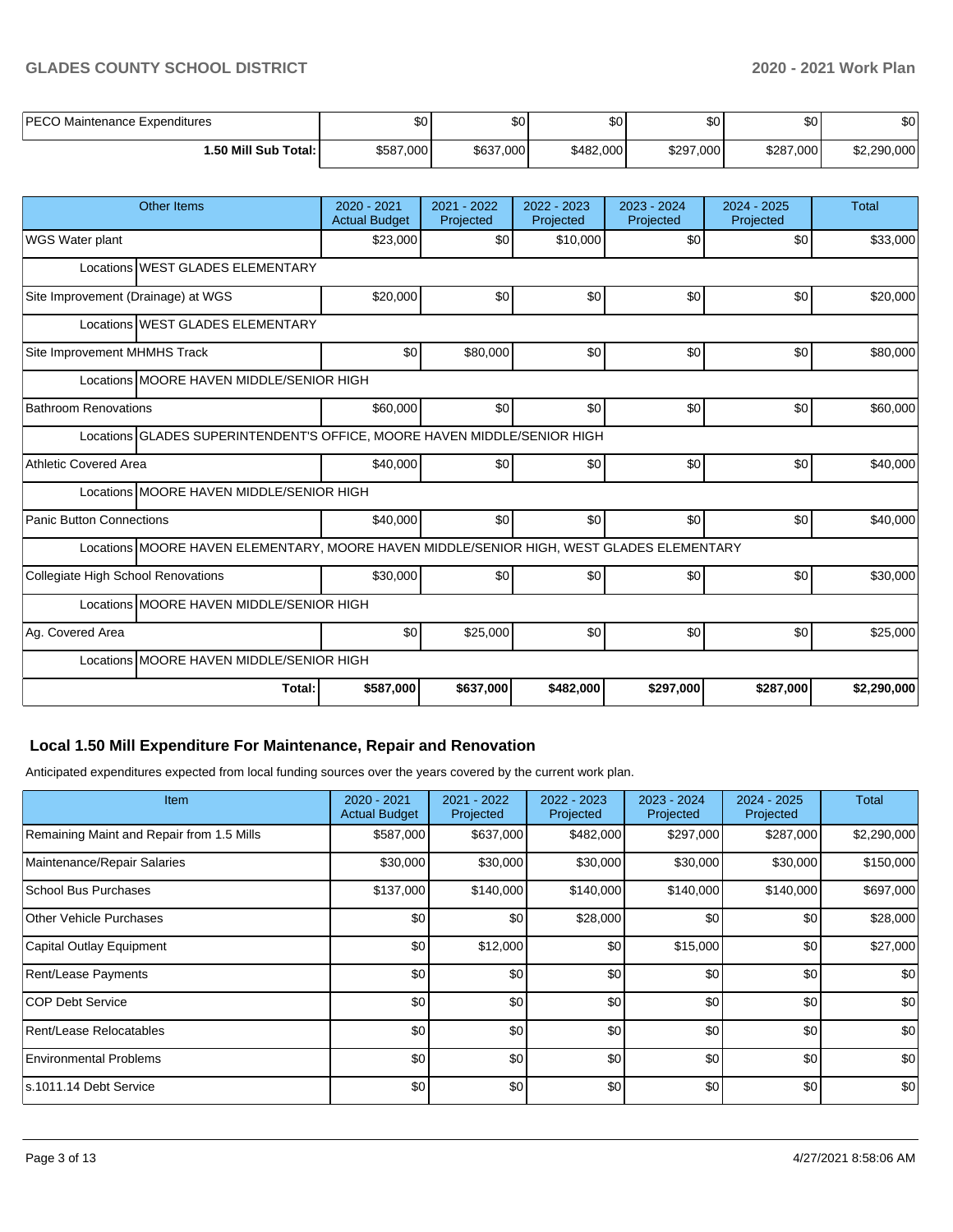| PECO Maintenance Expenditures | $0 | $0 | $0 | $0 | $0 | $0 |
|---|---|---|---|---|---|---|
| **1.50 Mill Sub Total:** | $587,000 | $637,000 | $482,000 | $297,000 | $287,000 | $2,290,000 |

| Other Items | 2020 - 2021 Actual Budget | 2021 - 2022 Projected | 2022 - 2023 Projected | 2023 - 2024 Projected | 2024 - 2025 Projected | Total |
|---|---|---|---|---|---|---|
| WGS Water plant | $23,000 | $0 | $10,000 | $0 | $0 | $33,000 |
| Locations WEST GLADES ELEMENTARY | | | | | | |
| Site Improvement (Drainage) at WGS | $20,000 | $0 | $0 | $0 | $0 | $20,000 |
| Locations WEST GLADES ELEMENTARY | | | | | | |
| Site Improvement MHMHS Track | $0 | $80,000 | $0 | $0 | $0 | $80,000 |
| Locations MOORE HAVEN MIDDLE/SENIOR HIGH | | | | | | |
| Bathroom Renovations | $60,000 | $0 | $0 | $0 | $0 | $60,000 |
| Locations GLADES SUPERINTENDENT'S OFFICE, MOORE HAVEN MIDDLE/SENIOR HIGH | | | | | | |
| Athletic Covered Area | $40,000 | $0 | $0 | $0 | $0 | $40,000 |
| Locations MOORE HAVEN MIDDLE/SENIOR HIGH | | | | | | |
| Panic Button Connections | $40,000 | $0 | $0 | $0 | $0 | $40,000 |
| Locations MOORE HAVEN ELEMENTARY, MOORE HAVEN MIDDLE/SENIOR HIGH, WEST GLADES ELEMENTARY | | | | | | |
| Collegiate High School Renovations | $30,000 | $0 | $0 | $0 | $0 | $30,000 |
| Locations MOORE HAVEN MIDDLE/SENIOR HIGH | | | | | | |
| Ag. Covered Area | $0 | $25,000 | $0 | $0 | $0 | $25,000 |
| Locations MOORE HAVEN MIDDLE/SENIOR HIGH | | | | | | |
| **Total:** | **$587,000** | **$637,000** | **$482,000** | **$297,000** | **$287,000** | **$2,290,000** |

## Local 1.50 Mill Expenditure For Maintenance, Repair and Renovation

Anticipated expenditures expected from local funding sources over the years covered by the current work plan.

| Item | 2020 - 2021 Actual Budget | 2021 - 2022 Projected | 2022 - 2023 Projected | 2023 - 2024 Projected | 2024 - 2025 Projected | Total |
|---|---|---|---|---|---|---|
| Remaining Maint and Repair from 1.5 Mills | $587,000 | $637,000 | $482,000 | $297,000 | $287,000 | $2,290,000 |
| Maintenance/Repair Salaries | $30,000 | $30,000 | $30,000 | $30,000 | $30,000 | $150,000 |
| School Bus Purchases | $137,000 | $140,000 | $140,000 | $140,000 | $140,000 | $697,000 |
| Other Vehicle Purchases | $0 | $0 | $28,000 | $0 | $0 | $28,000 |
| Capital Outlay Equipment | $0 | $12,000 | $0 | $15,000 | $0 | $27,000 |
| Rent/Lease Payments | $0 | $0 | $0 | $0 | $0 | $0 |
| COP Debt Service | $0 | $0 | $0 | $0 | $0 | $0 |
| Rent/Lease Relocatables | $0 | $0 | $0 | $0 | $0 | $0 |
| Environmental Problems | $0 | $0 | $0 | $0 | $0 | $0 |
| s.1011.14 Debt Service | $0 | $0 | $0 | $0 | $0 | $0 |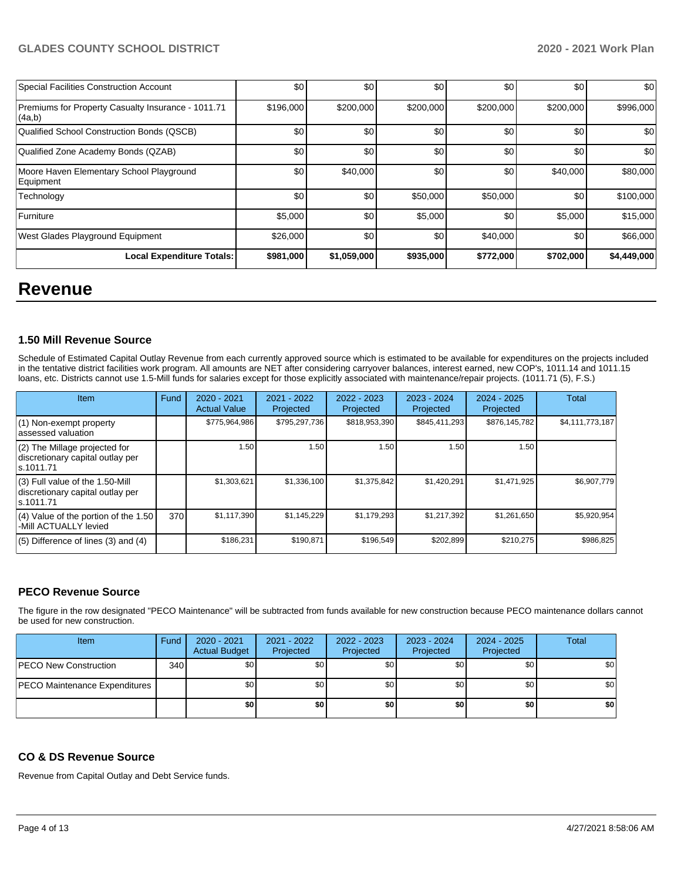| Special Facilities Construction Account | $0 | $0 | $0 | $0 | $0 | $0 |
|---|---|---|---|---|---|---|
| Premiums for Property Casualty Insurance - 1011.71 (4a,b) | $196,000 | $200,000 | $200,000 | $200,000 | $200,000 | $996,000 |
| Qualified School Construction Bonds (QSCB) | $0 | $0 | $0 | $0 | $0 | $0 |
| Qualified Zone Academy Bonds (QZAB) | $0 | $0 | $0 | $0 | $0 | $0 |
| Moore Haven Elementary School Playground Equipment | $0 | $40,000 | $0 | $0 | $40,000 | $80,000 |
| Technology | $0 | $0 | $50,000 | $50,000 | $0 | $100,000 |
| Furniture | $5,000 | $0 | $5,000 | $0 | $5,000 | $15,000 |
| West Glades Playground Equipment | $26,000 | $0 | $0 | $40,000 | $0 | $66,000 |
| **Local Expenditure Totals:** | **$981,000** | **$1,059,000** | **$935,000** | **$772,000** | **$702,000** | **$4,449,000** |

# Revenue

### 1.50 Mill Revenue Source

Schedule of Estimated Capital Outlay Revenue from each currently approved source which is estimated to be available for expenditures on the projects included in the tentative district facilities work program. All amounts are NET after considering carryover balances, interest earned, new COP's, 1011.14 and 1011.15 loans, etc. Districts cannot use 1.5-Mill funds for salaries except for those explicitly associated with maintenance/repair projects. (1011.71 (5), F.S.)

| Item | Fund | 2020 - 2021 Actual Value | 2021 - 2022 Projected | 2022 - 2023 Projected | 2023 - 2024 Projected | 2024 - 2025 Projected | Total |
|---|---|---|---|---|---|---|---|
| (1) Non-exempt property assessed valuation | | $775,964,986 | $795,297,736 | $818,953,390 | $845,411,293 | $876,145,782 | $4,111,773,187 |
| (2) The Millage projected for discretionary capital outlay per s.1011.71 | | 1.50 | 1.50 | 1.50 | 1.50 | 1.50 | |
| (3) Full value of the 1.50-Mill discretionary capital outlay per s.1011.71 | | $1,303,621 | $1,336,100 | $1,375,842 | $1,420,291 | $1,471,925 | $6,907,779 |
| (4) Value of the portion of the 1.50 -Mill ACTUALLY levied | 370 | $1,117,390 | $1,145,229 | $1,179,293 | $1,217,392 | $1,261,650 | $5,920,954 |
| (5) Difference of lines (3) and (4) | | $186,231 | $190,871 | $196,549 | $202,899 | $210,275 | $986,825 |

### PECO Revenue Source

The figure in the row designated "PECO Maintenance" will be subtracted from funds available for new construction because PECO maintenance dollars cannot be used for new construction.

| Item | Fund | 2020 - 2021 Actual Budget | 2021 - 2022 Projected | 2022 - 2023 Projected | 2023 - 2024 Projected | 2024 - 2025 Projected | Total |
|---|---|---|---|---|---|---|---|
| PECO New Construction | 340 | $0 | $0 | $0 | $0 | $0 | $0 |
| PECO Maintenance Expenditures | | $0 | $0 | $0 | $0 | $0 | $0 |
| | | **$0** | **$0** | **$0** | **$0** | **$0** | **$0** |

### CO & DS Revenue Source

Revenue from Capital Outlay and Debt Service funds.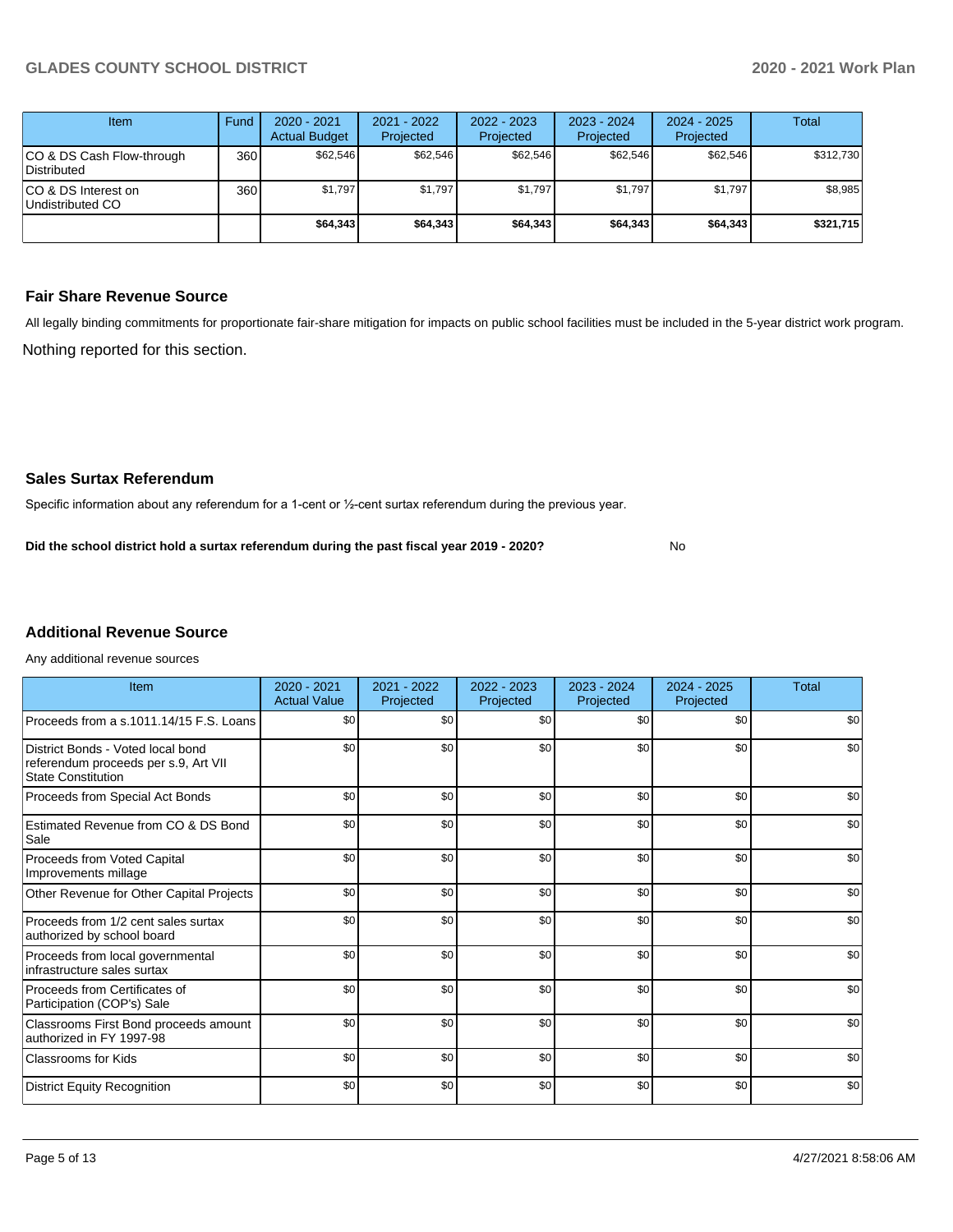| Item | Fund | 2020 - 2021 Actual Budget | 2021 - 2022 Projected | 2022 - 2023 Projected | 2023 - 2024 Projected | 2024 - 2025 Projected | Total |
|---|---|---|---|---|---|---|---|
| CO & DS Cash Flow-through Distributed | 360 | $62,546 | $62,546 | $62,546 | $62,546 | $62,546 | $312,730 |
| CO & DS Interest on Undistributed CO | 360 | $1,797 | $1,797 | $1,797 | $1,797 | $1,797 | $8,985 |
| | | **$64,343** | **$64,343** | **$64,343** | **$64,343** | **$64,343** | **$321,715** |

### Fair Share Revenue Source

All legally binding commitments for proportionate fair-share mitigation for impacts on public school facilities must be included in the 5-year district work program.

Nothing reported for this section.

### Sales Surtax Referendum

Specific information about any referendum for a 1-cent or ½-cent surtax referendum during the previous year.

**Did the school district hold a surtax referendum during the past fiscal year 2019 - 2020?** No

### Additional Revenue Source

Any additional revenue sources

| Item | 2020 - 2021 Actual Value | 2021 - 2022 Projected | 2022 - 2023 Projected | 2023 - 2024 Projected | 2024 - 2025 Projected | Total |
|---|---|---|---|---|---|---|
| Proceeds from a s.1011.14/15 F.S. Loans | $0 | $0 | $0 | $0 | $0 | $0 |
| District Bonds - Voted local bond referendum proceeds per s.9, Art VII State Constitution | $0 | $0 | $0 | $0 | $0 | $0 |
| Proceeds from Special Act Bonds | $0 | $0 | $0 | $0 | $0 | $0 |
| Estimated Revenue from CO & DS Bond Sale | $0 | $0 | $0 | $0 | $0 | $0 |
| Proceeds from Voted Capital Improvements millage | $0 | $0 | $0 | $0 | $0 | $0 |
| Other Revenue for Other Capital Projects | $0 | $0 | $0 | $0 | $0 | $0 |
| Proceeds from 1/2 cent sales surtax authorized by school board | $0 | $0 | $0 | $0 | $0 | $0 |
| Proceeds from local governmental infrastructure sales surtax | $0 | $0 | $0 | $0 | $0 | $0 |
| Proceeds from Certificates of Participation (COP's) Sale | $0 | $0 | $0 | $0 | $0 | $0 |
| Classrooms First Bond proceeds amount authorized in FY 1997-98 | $0 | $0 | $0 | $0 | $0 | $0 |
| Classrooms for Kids | $0 | $0 | $0 | $0 | $0 | $0 |
| District Equity Recognition | $0 | $0 | $0 | $0 | $0 | $0 |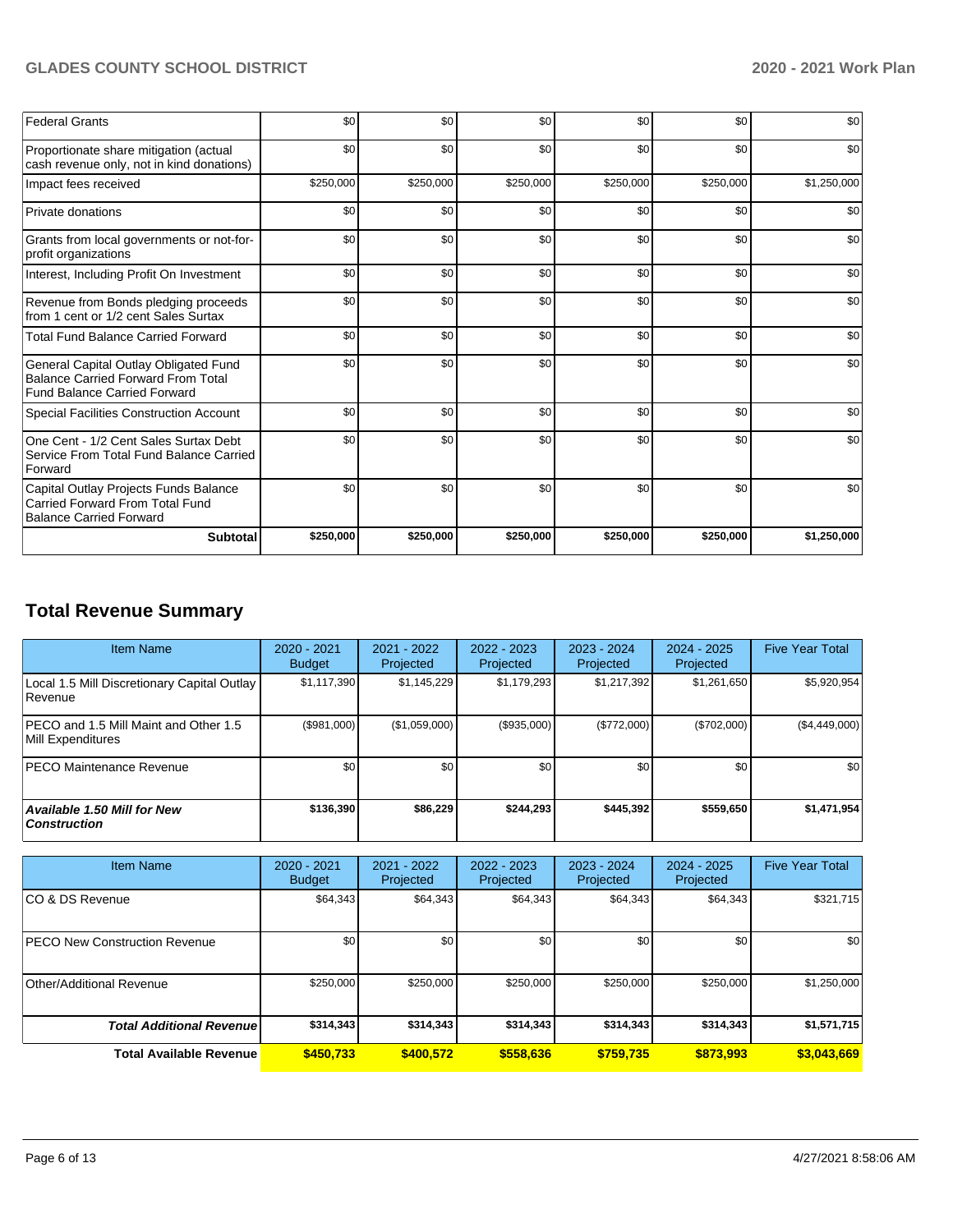| | | | | | | |
|---|---|---|---|---|---|---|
| Federal Grants | $0 | $0 | $0 | $0 | $0 | $0 |
| Proportionate share mitigation (actual cash revenue only, not in kind donations) | $0 | $0 | $0 | $0 | $0 | $0 |
| Impact fees received | $250,000 | $250,000 | $250,000 | $250,000 | $250,000 | $1,250,000 |
| Private donations | $0 | $0 | $0 | $0 | $0 | $0 |
| Grants from local governments or not-for-profit organizations | $0 | $0 | $0 | $0 | $0 | $0 |
| Interest, Including Profit On Investment | $0 | $0 | $0 | $0 | $0 | $0 |
| Revenue from Bonds pledging proceeds from 1 cent or 1/2 cent Sales Surtax | $0 | $0 | $0 | $0 | $0 | $0 |
| Total Fund Balance Carried Forward | $0 | $0 | $0 | $0 | $0 | $0 |
| General Capital Outlay Obligated Fund Balance Carried Forward From Total Fund Balance Carried Forward | $0 | $0 | $0 | $0 | $0 | $0 |
| Special Facilities Construction Account | $0 | $0 | $0 | $0 | $0 | $0 |
| One Cent - 1/2 Cent Sales Surtax Debt Service From Total Fund Balance Carried Forward | $0 | $0 | $0 | $0 | $0 | $0 |
| Capital Outlay Projects Funds Balance Carried Forward From Total Fund Balance Carried Forward | $0 | $0 | $0 | $0 | $0 | $0 |
| **Subtotal** | **$250,000** | **$250,000** | **$250,000** | **$250,000** | **$250,000** | **$1,250,000** |

## Total Revenue Summary

| Item Name | 2020 - 2021 Budget | 2021 - 2022 Projected | 2022 - 2023 Projected | 2023 - 2024 Projected | 2024 - 2025 Projected | Five Year Total |
|---|---|---|---|---|---|---|
| Local 1.5 Mill Discretionary Capital Outlay Revenue | $1,117,390 | $1,145,229 | $1,179,293 | $1,217,392 | $1,261,650 | $5,920,954 |
| PECO and 1.5 Mill Maint and Other 1.5 Mill Expenditures | ($981,000) | ($1,059,000) | ($935,000) | ($772,000) | ($702,000) | ($4,449,000) |
| PECO Maintenance Revenue | $0 | $0 | $0 | $0 | $0 | $0 |
| ***Available 1.50 Mill for New Construction*** | **$136,390** | **$86,229** | **$244,293** | **$445,392** | **$559,650** | **$1,471,954** |

| Item Name | 2020 - 2021 Budget | 2021 - 2022 Projected | 2022 - 2023 Projected | 2023 - 2024 Projected | 2024 - 2025 Projected | Five Year Total |
|---|---|---|---|---|---|---|
| CO & DS Revenue | $64,343 | $64,343 | $64,343 | $64,343 | $64,343 | $321,715 |
| PECO New Construction Revenue | $0 | $0 | $0 | $0 | $0 | $0 |
| Other/Additional Revenue | $250,000 | $250,000 | $250,000 | $250,000 | $250,000 | $1,250,000 |
| ***Total Additional Revenue*** | **$314,343** | **$314,343** | **$314,343** | **$314,343** | **$314,343** | **$1,571,715** |
| **Total Available Revenue** | **$450,733** | **$400,572** | **$558,636** | **$759,735** | **$873,993** | **$3,043,669** |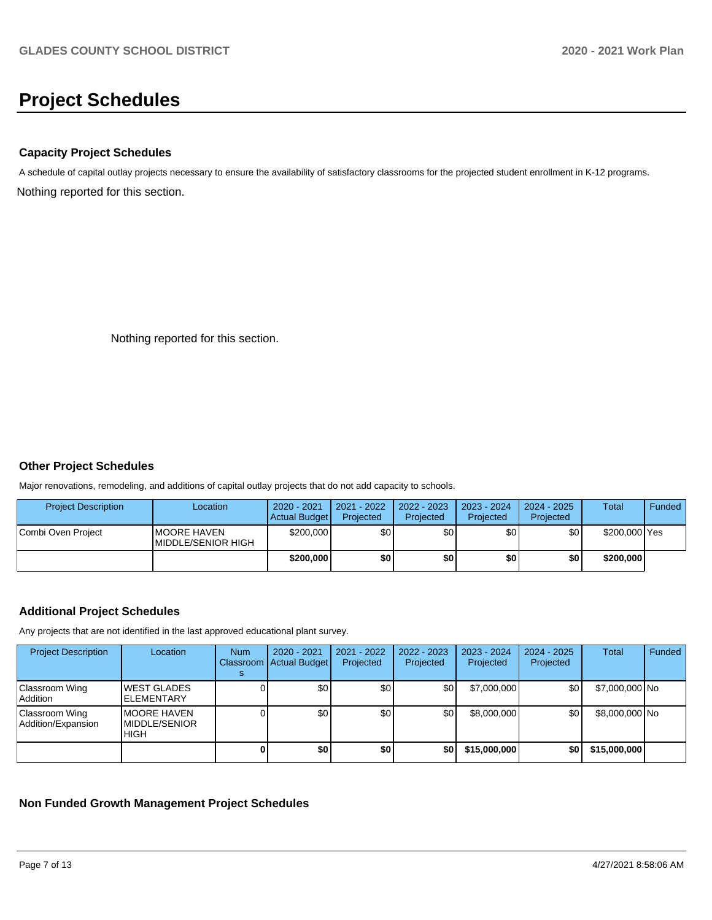# Project Schedules

### Capacity Project Schedules

A schedule of capital outlay projects necessary to ensure the availability of satisfactory classrooms for the projected student enrollment in K-12 programs.

Nothing reported for this section.

Nothing reported for this section.

### Other Project Schedules

Major renovations, remodeling, and additions of capital outlay projects that do not add capacity to schools.

| Project Description | Location | 2020 - 2021 Actual Budget | 2021 - 2022 Projected | 2022 - 2023 Projected | 2023 - 2024 Projected | 2024 - 2025 Projected | Total | Funded |
|---|---|---|---|---|---|---|---|---|
| Combi Oven Project | MOORE HAVEN MIDDLE/SENIOR HIGH | $200,000 | $0 | $0 | $0 | $0 | $200,000 | Yes |
| | | **$200,000** | **$0** | **$0** | **$0** | **$0** | **$200,000** | |

### Additional Project Schedules

Any projects that are not identified in the last approved educational plant survey.

| Project Description | Location | Num Classrooms | 2020 - 2021 Actual Budget | 2021 - 2022 Projected | 2022 - 2023 Projected | 2023 - 2024 Projected | 2024 - 2025 Projected | Total | Funded |
|---|---|---|---|---|---|---|---|---|---|
| Classroom Wing Addition | WEST GLADES ELEMENTARY | 0 | $0 | $0 | $0 | $7,000,000 | $0 | $7,000,000 | No |
| Classroom Wing Addition/Expansion | MOORE HAVEN MIDDLE/SENIOR HIGH | 0 | $0 | $0 | $0 | $8,000,000 | $0 | $8,000,000 | No |
| | | **0** | **$0** | **$0** | **$0** | **$15,000,000** | **$0** | **$15,000,000** | |

### Non Funded Growth Management Project Schedules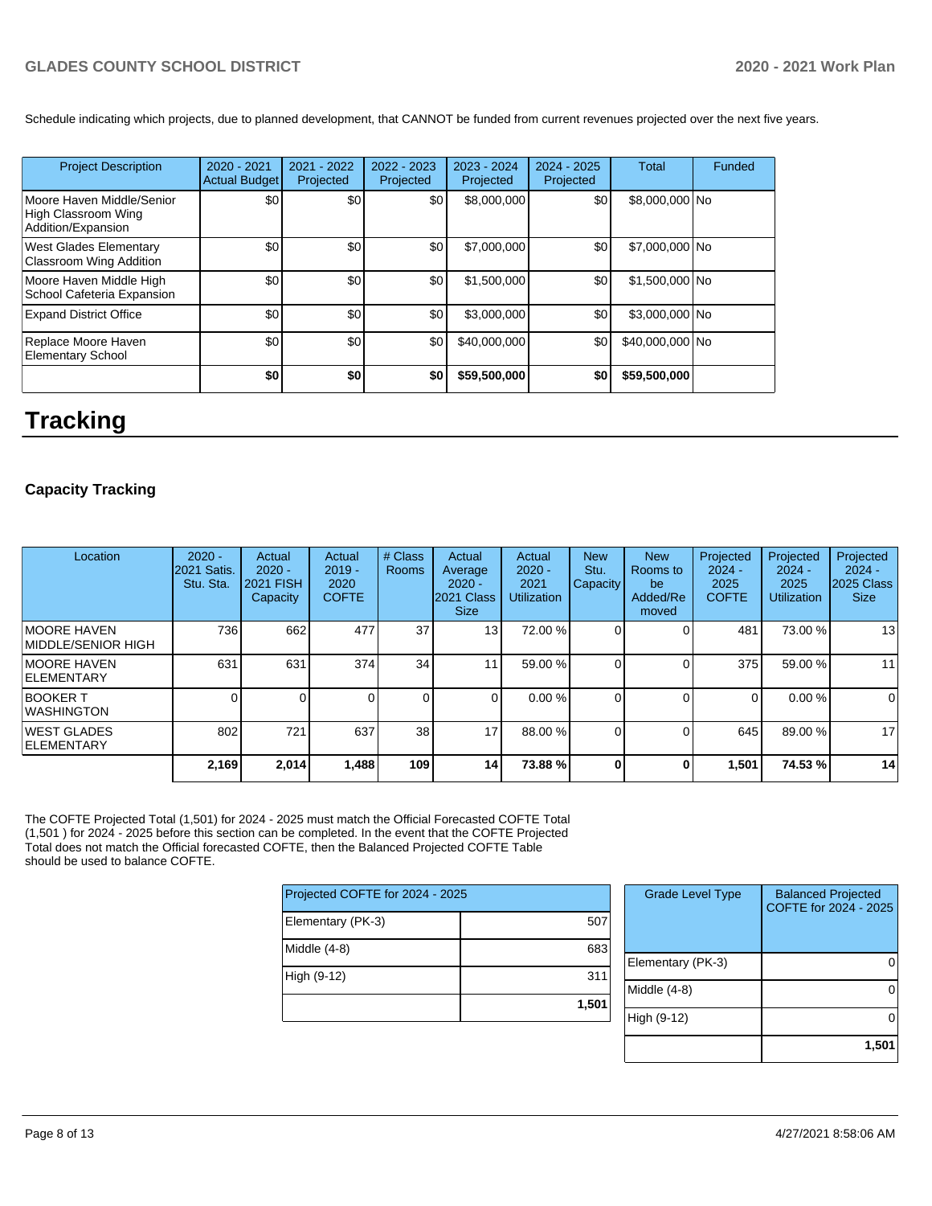Schedule indicating which projects, due to planned development, that CANNOT be funded from current revenues projected over the next five years.

| Project Description | 2020 - 2021 Actual Budget | 2021 - 2022 Projected | 2022 - 2023 Projected | 2023 - 2024 Projected | 2024 - 2025 Projected | Total | Funded |
|---|---|---|---|---|---|---|---|
| Moore Haven Middle/Senior High Classroom Wing Addition/Expansion | $0 | $0 | $0 | $8,000,000 | $0 | $8,000,000 | No |
| West Glades Elementary Classroom Wing Addition | $0 | $0 | $0 | $7,000,000 | $0 | $7,000,000 | No |
| Moore Haven Middle High School Cafeteria Expansion | $0 | $0 | $0 | $1,500,000 | $0 | $1,500,000 | No |
| Expand District Office | $0 | $0 | $0 | $3,000,000 | $0 | $3,000,000 | No |
| Replace Moore Haven Elementary School | $0 | $0 | $0 | $40,000,000 | $0 | $40,000,000 | No |
| | **$0** | **$0** | **$0** | **$59,500,000** | **$0** | **$59,500,000** | |

# Tracking

### Capacity Tracking

| Location | 2020 - 2021 Satis. Stu. Sta. | Actual 2020 - 2021 FISH Capacity | Actual 2019 - 2020 COFTE | # Class Rooms | Actual Average 2020 - 2021 Class Size | Actual 2020 - 2021 Utilization | New Stu. Capacity | New Rooms to be Added/Removed | Projected 2024 - 2025 COFTE | Projected 2024 - 2025 Utilization | Projected 2024 - 2025 Class Size |
|---|---|---|---|---|---|---|---|---|---|---|---|
| MOORE HAVEN MIDDLE/SENIOR HIGH | 736 | 662 | 477 | 37 | 13 | 72.00 % | 0 | 0 | 481 | 73.00 % | 13 |
| MOORE HAVEN ELEMENTARY | 631 | 631 | 374 | 34 | 11 | 59.00 % | 0 | 0 | 375 | 59.00 % | 11 |
| BOOKER T WASHINGTON | 0 | 0 | 0 | 0 | 0 | 0.00 % | 0 | 0 | 0 | 0.00 % | 0 |
| WEST GLADES ELEMENTARY | 802 | 721 | 637 | 38 | 17 | 88.00 % | 0 | 0 | 645 | 89.00 % | 17 |
| | **2,169** | **2,014** | **1,488** | **109** | **14** | **73.88 %** | **0** | **0** | **1,501** | **74.53 %** | **14** |

The COFTE Projected Total (1,501) for 2024 - 2025 must match the Official Forecasted COFTE Total (1,501 ) for 2024 - 2025 before this section can be completed. In the event that the COFTE Projected Total does not match the Official forecasted COFTE, then the Balanced Projected COFTE Table should be used to balance COFTE.

| Projected COFTE for 2024 - 2025 | |
|---|---|
| Elementary (PK-3) | 507 |
| Middle (4-8) | 683 |
| High (9-12) | 311 |
| | **1,501** |

| Grade Level Type | Balanced Projected COFTE for 2024 - 2025 |
|---|---|
| Elementary (PK-3) | 0 |
| Middle (4-8) | 0 |
| High (9-12) | 0 |
| | **1,501** |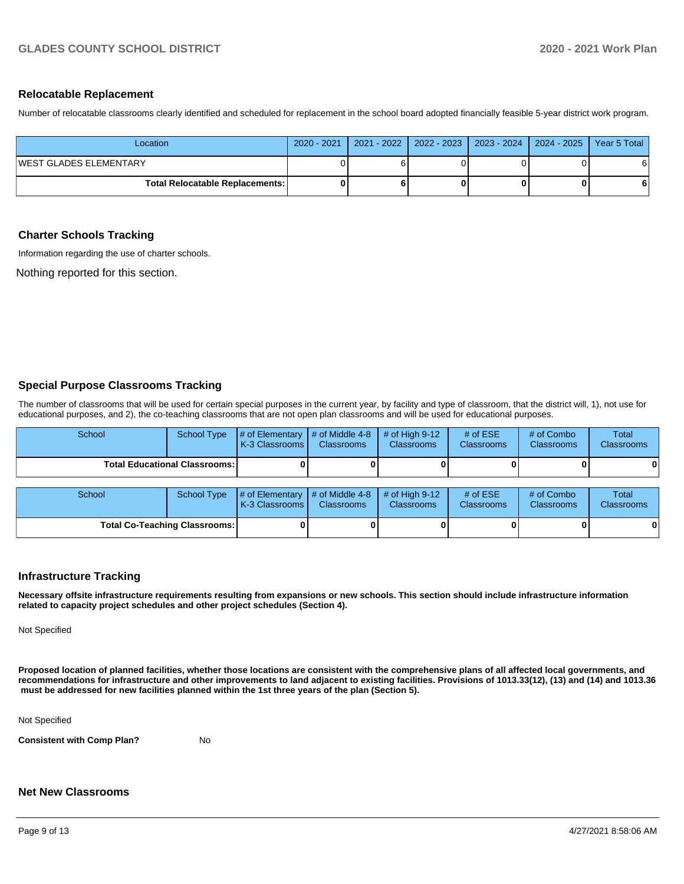## Relocatable Replacement

Number of relocatable classrooms clearly identified and scheduled for replacement in the school board adopted financially feasible 5-year district work program.

| Location | 2020 - 2021 | 2021 - 2022 | 2022 - 2023 | 2023 - 2024 | 2024 - 2025 | Year 5 Total |
|---|---|---|---|---|---|---|
| WEST GLADES ELEMENTARY | 0 | 6 | 0 | 0 | 0 | 6 |
| **Total Relocatable Replacements:** | **0** | **6** | **0** | **0** | **0** | **6** |

## Charter Schools Tracking

Information regarding the use of charter schools.

Nothing reported for this section.

## Special Purpose Classrooms Tracking

The number of classrooms that will be used for certain special purposes in the current year, by facility and type of classroom, that the district will, 1), not use for educational purposes, and 2), the co-teaching classrooms that are not open plan classrooms and will be used for educational purposes.

| School | School Type | # of Elementary K-3 Classrooms | # of Middle 4-8 Classrooms | # of High 9-12 Classrooms | # of ESE Classrooms | # of Combo Classrooms | Total Classrooms |
|---|---|---|---|---|---|---|---|
| **Total Educational Classrooms:** | | **0** | **0** | **0** | **0** | **0** | **0** |

| School | School Type | # of Elementary K-3 Classrooms | # of Middle 4-8 Classrooms | # of High 9-12 Classrooms | # of ESE Classrooms | # of Combo Classrooms | Total Classrooms |
|---|---|---|---|---|---|---|---|
| **Total Co-Teaching Classrooms:** | | **0** | **0** | **0** | **0** | **0** | **0** |

## Infrastructure Tracking

**Necessary offsite infrastructure requirements resulting from expansions or new schools. This section should include infrastructure information related to capacity project schedules and other project schedules (Section 4).**

Not Specified

**Proposed location of planned facilities, whether those locations are consistent with the comprehensive plans of all affected local governments, and recommendations for infrastructure and other improvements to land adjacent to existing facilities. Provisions of 1013.33(12), (13) and (14) and 1013.36 must be addressed for new facilities planned within the 1st three years of the plan (Section 5).**

Not Specified

**Consistent with Comp Plan?** No

## Net New Classrooms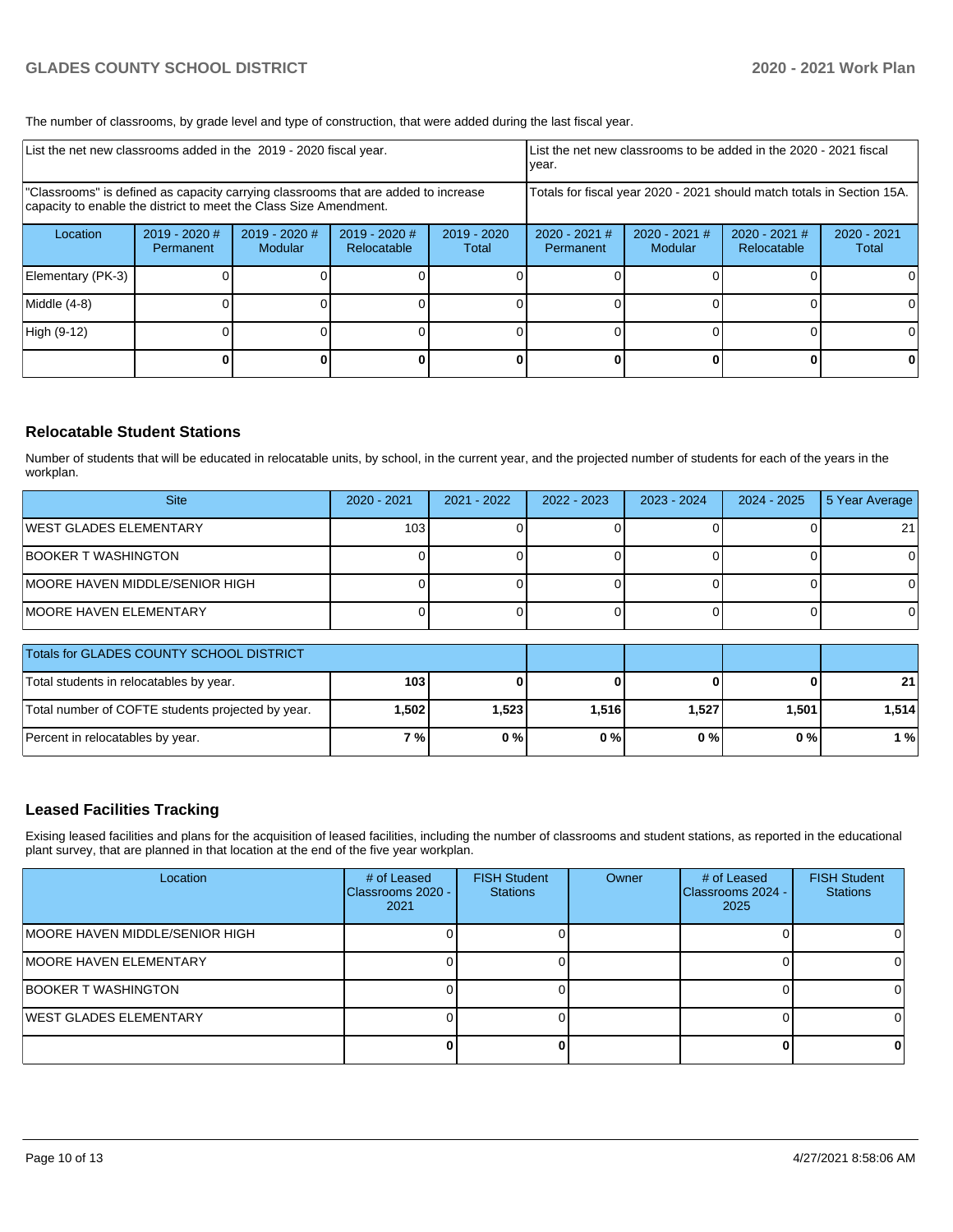The number of classrooms, by grade level and type of construction, that were added during the last fiscal year.

| List the net new classrooms added in the 2019 - 2020 fiscal year. | | | | | List the net new classrooms to be added in the 2020 - 2021 fiscal year. | | | |
|---|---|---|---|---|---|---|---|---|
| "Classrooms" is defined as capacity carrying classrooms that are added to increase capacity to enable the district to meet the Class Size Amendment. | | | | | Totals for fiscal year 2020 - 2021 should match totals in Section 15A. | | | |
| Location | 2019 - 2020 # Permanent | 2019 - 2020 # Modular | 2019 - 2020 # Relocatable | 2019 - 2020 Total | 2020 - 2021 # Permanent | 2020 - 2021 # Modular | 2020 - 2021 # Relocatable | 2020 - 2021 Total |
| Elementary (PK-3) | 0 | 0 | 0 | 0 | 0 | 0 | 0 | 0 |
| Middle (4-8) | 0 | 0 | 0 | 0 | 0 | 0 | 0 | 0 |
| High (9-12) | 0 | 0 | 0 | 0 | 0 | 0 | 0 | 0 |
| | **0** | **0** | **0** | **0** | **0** | **0** | **0** | **0** |

## Relocatable Student Stations

Number of students that will be educated in relocatable units, by school, in the current year, and the projected number of students for each of the years in the workplan.

| Site | 2020 - 2021 | 2021 - 2022 | 2022 - 2023 | 2023 - 2024 | 2024 - 2025 | 5 Year Average |
|---|---|---|---|---|---|---|
| WEST GLADES ELEMENTARY | 103 | 0 | 0 | 0 | 0 | 21 |
| BOOKER T WASHINGTON | 0 | 0 | 0 | 0 | 0 | 0 |
| MOORE HAVEN MIDDLE/SENIOR HIGH | 0 | 0 | 0 | 0 | 0 | 0 |
| MOORE HAVEN ELEMENTARY | 0 | 0 | 0 | 0 | 0 | 0 |

| Totals for GLADES COUNTY SCHOOL DISTRICT | | | | | | |
|---|---|---|---|---|---|---|
| Total students in relocatables by year. | **103** | **0** | **0** | **0** | **0** | **21** |
| Total number of COFTE students projected by year. | **1,502** | **1,523** | **1,516** | **1,527** | **1,501** | **1,514** |
| Percent in relocatables by year. | **7 %** | **0 %** | **0 %** | **0 %** | **0 %** | **1 %** |

## Leased Facilities Tracking

Exising leased facilities and plans for the acquisition of leased facilities, including the number of classrooms and student stations, as reported in the educational plant survey, that are planned in that location at the end of the five year workplan.

| Location | # of Leased Classrooms 2020 - 2021 | FISH Student Stations | Owner | # of Leased Classrooms 2024 - 2025 | FISH Student Stations |
|---|---|---|---|---|---|
| MOORE HAVEN MIDDLE/SENIOR HIGH | 0 | 0 | | 0 | 0 |
| MOORE HAVEN ELEMENTARY | 0 | 0 | | 0 | 0 |
| BOOKER T WASHINGTON | 0 | 0 | | 0 | 0 |
| WEST GLADES ELEMENTARY | 0 | 0 | | 0 | 0 |
| | **0** | **0** | | **0** | **0** |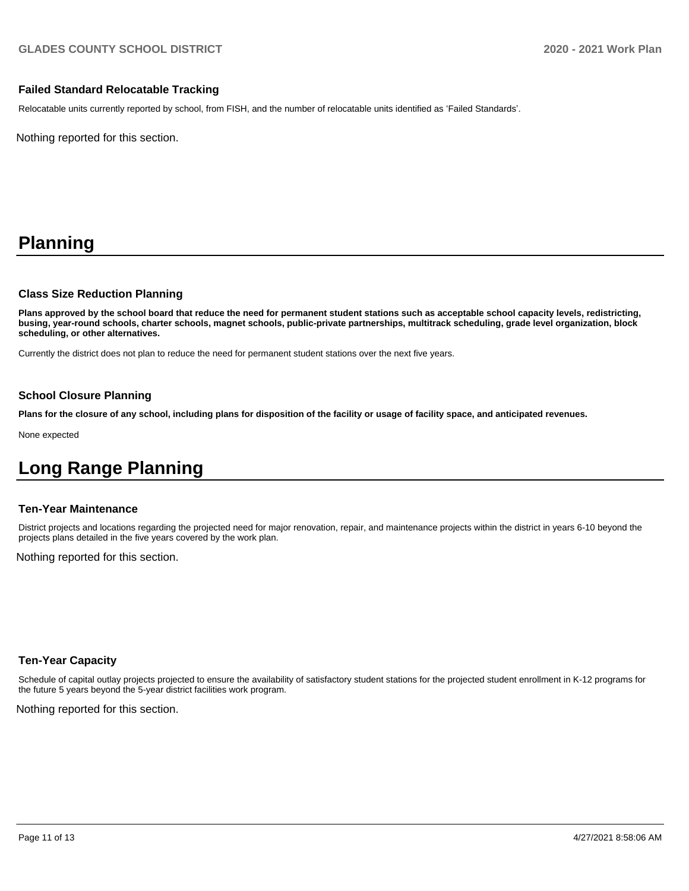### Failed Standard Relocatable Tracking

Relocatable units currently reported by school, from FISH, and the number of relocatable units identified as 'Failed Standards'.

Nothing reported for this section.

# Planning

### Class Size Reduction Planning

**Plans approved by the school board that reduce the need for permanent student stations such as acceptable school capacity levels, redistricting, busing, year-round schools, charter schools, magnet schools, public-private partnerships, multitrack scheduling, grade level organization, block scheduling, or other alternatives.**

Currently the district does not plan to reduce the need for permanent student stations over the next five years.

### School Closure Planning

**Plans for the closure of any school, including plans for disposition of the facility or usage of facility space, and anticipated revenues.**

None expected

# Long Range Planning

### Ten-Year Maintenance

District projects and locations regarding the projected need for major renovation, repair, and maintenance projects within the district in years 6-10 beyond the projects plans detailed in the five years covered by the work plan.

Nothing reported for this section.

### Ten-Year Capacity

Schedule of capital outlay projects projected to ensure the availability of satisfactory student stations for the projected student enrollment in K-12 programs for the future 5 years beyond the 5-year district facilities work program.

Nothing reported for this section.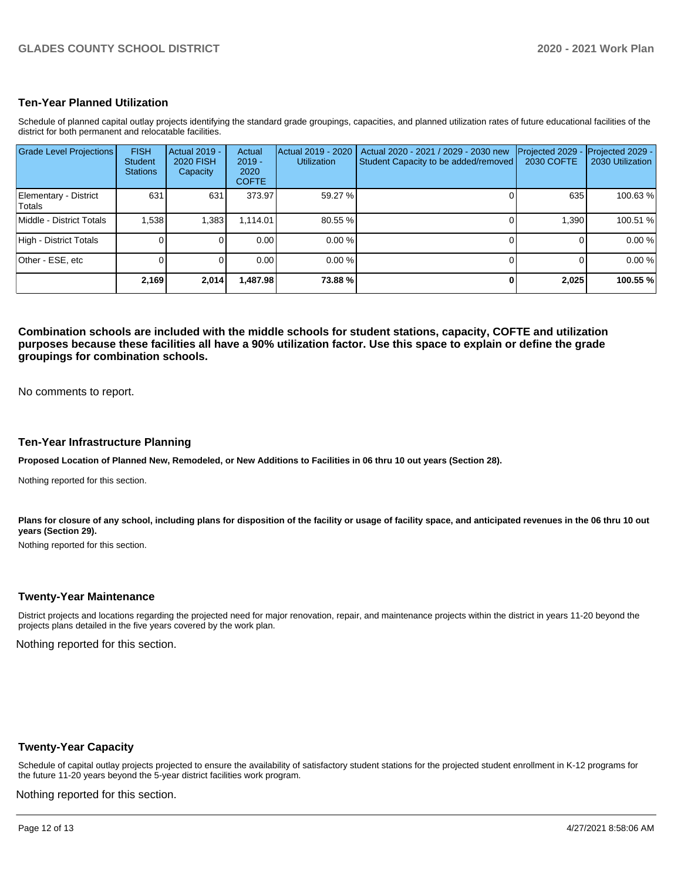## Ten-Year Planned Utilization

Schedule of planned capital outlay projects identifying the standard grade groupings, capacities, and planned utilization rates of future educational facilities of the district for both permanent and relocatable facilities.

| Grade Level Projections | FISH Student Stations | Actual 2019 - 2020 FISH Capacity | Actual 2019 - 2020 COFTE | Actual 2019 - 2020 Utilization | Actual 2020 - 2021 / 2029 - 2030 new Student Capacity to be added/removed | Projected 2029 - 2030 COFTE | Projected 2029 - 2030 Utilization |
|---|---|---|---|---|---|---|---|
| Elementary - District Totals | 631 | 631 | 373.97 | 59.27 % | 0 | 635 | 100.63 % |
| Middle - District Totals | 1,538 | 1,383 | 1,114.01 | 80.55 % | 0 | 1,390 | 100.51 % |
| High - District Totals | 0 | 0 | 0.00 | 0.00 % | 0 | 0 | 0.00 % |
| Other - ESE, etc | 0 | 0 | 0.00 | 0.00 % | 0 | 0 | 0.00 % |
| | **2,169** | **2,014** | **1,487.98** | **73.88 %** | **0** | **2,025** | **100.55 %** |

**Combination schools are included with the middle schools for student stations, capacity, COFTE and utilization purposes because these facilities all have a 90% utilization factor. Use this space to explain or define the grade groupings for combination schools.**

No comments to report.

## Ten-Year Infrastructure Planning

**Proposed Location of Planned New, Remodeled, or New Additions to Facilities in 06 thru 10 out years (Section 28).**

Nothing reported for this section.

**Plans for closure of any school, including plans for disposition of the facility or usage of facility space, and anticipated revenues in the 06 thru 10 out years (Section 29).**

Nothing reported for this section.

## Twenty-Year Maintenance

District projects and locations regarding the projected need for major renovation, repair, and maintenance projects within the district in years 11-20 beyond the projects plans detailed in the five years covered by the work plan.

Nothing reported for this section.

## Twenty-Year Capacity

Schedule of capital outlay projects projected to ensure the availability of satisfactory student stations for the projected student enrollment in K-12 programs for the future 11-20 years beyond the 5-year district facilities work program.

Nothing reported for this section.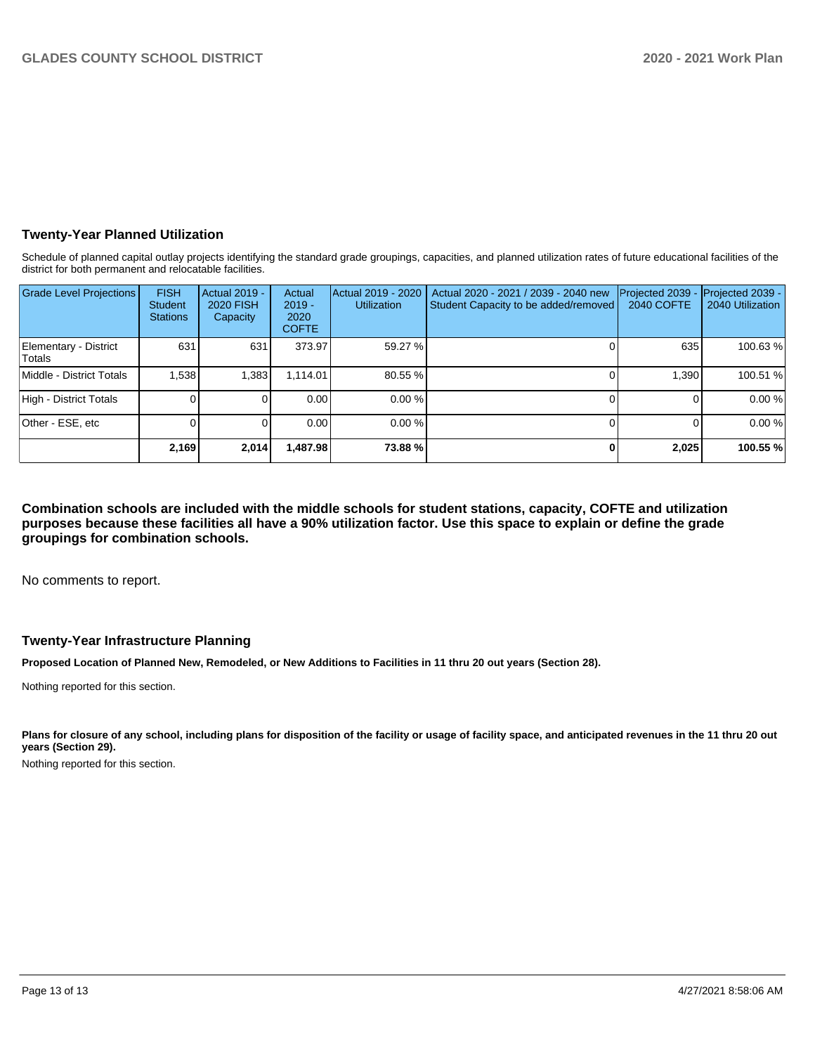## Twenty-Year Planned Utilization

Schedule of planned capital outlay projects identifying the standard grade groupings, capacities, and planned utilization rates of future educational facilities of the district for both permanent and relocatable facilities.

| Grade Level Projections | FISH Student Stations | Actual 2019 - 2020 FISH Capacity | Actual 2019 - 2020 COFTE | Actual 2019 - 2020 Utilization | Actual 2020 - 2021 / 2039 - 2040 new Student Capacity to be added/removed | Projected 2039 - 2040 COFTE | Projected 2039 - 2040 Utilization |
|---|---|---|---|---|---|---|---|
| Elementary - District Totals | 631 | 631 | 373.97 | 59.27 % | 0 | 635 | 100.63 % |
| Middle - District Totals | 1,538 | 1,383 | 1,114.01 | 80.55 % | 0 | 1,390 | 100.51 % |
| High - District Totals | 0 | 0 | 0.00 | 0.00 % | 0 | 0 | 0.00 % |
| Other - ESE, etc | 0 | 0 | 0.00 | 0.00 % | 0 | 0 | 0.00 % |
| | **2,169** | **2,014** | **1,487.98** | **73.88 %** | **0** | **2,025** | **100.55 %** |

**Combination schools are included with the middle schools for student stations, capacity, COFTE and utilization purposes because these facilities all have a 90% utilization factor. Use this space to explain or define the grade groupings for combination schools.**

No comments to report.

## Twenty-Year Infrastructure Planning

**Proposed Location of Planned New, Remodeled, or New Additions to Facilities in 11 thru 20 out years (Section 28).**

Nothing reported for this section.

**Plans for closure of any school, including plans for disposition of the facility or usage of facility space, and anticipated revenues in the 11 thru 20 out years (Section 29).**

Nothing reported for this section.